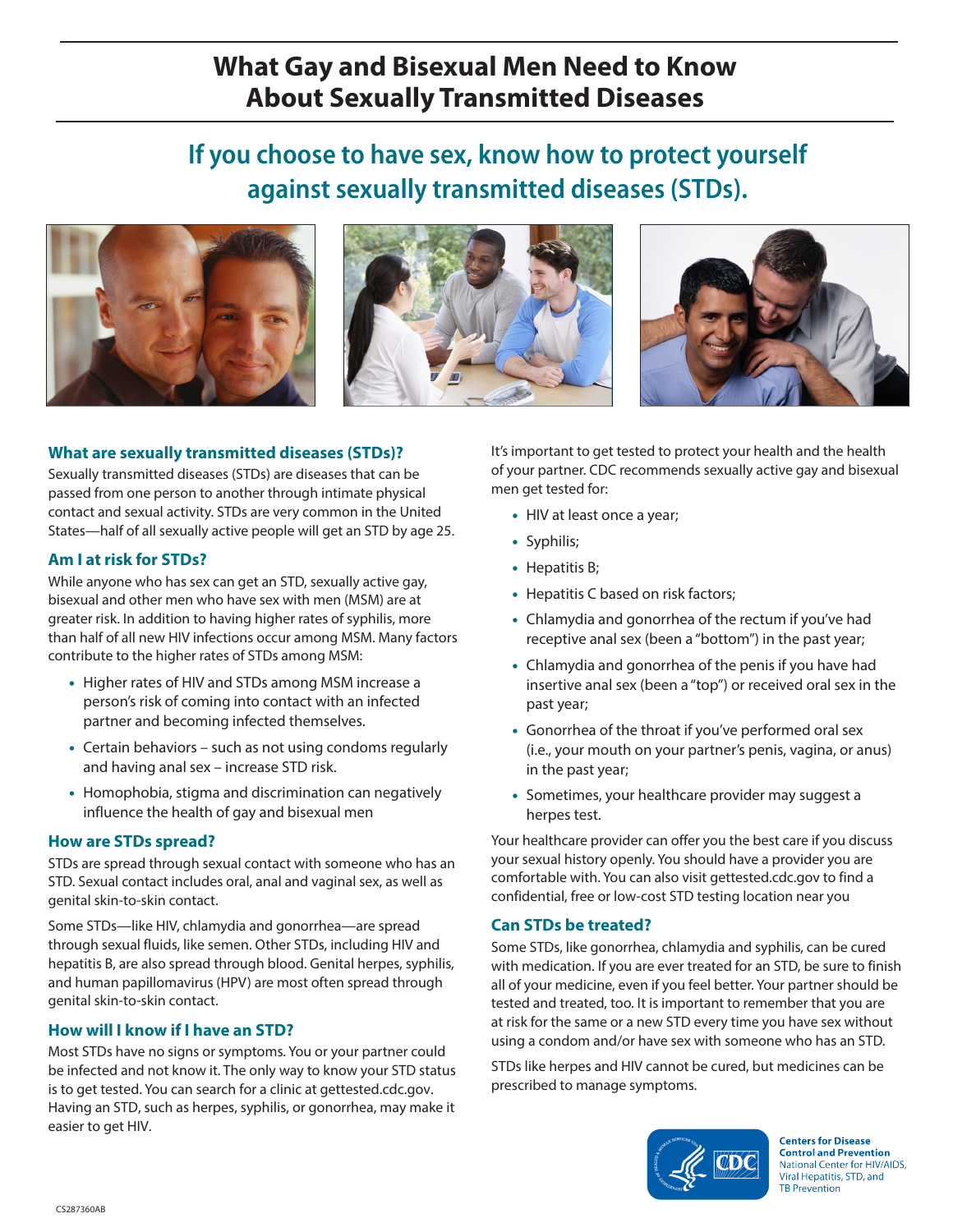# What Gay and Bisexual Men Need to Know About Sexually Transmitted Diseases

## If you choose to have sex, know how to protect yourself against sexually transmitted diseases (STDs).

### What are sexually transmitted diseases (STDs)?

Sexually transmitted diseases (STDs) are diseases that can be passed from one person to another through intimate physical contact and sexual activity. STDs are very common in the United States—half of all sexually active people will get an STD by age 25.

### Am I at risk for STDs?

While anyone who has sex can get an STD, sexually active gay, bisexual and other men who have sex with men (MSM) are at greater risk. In addition to having higher rates of syphilis, more than half of all new HIV infections occur among MSM. Many factors contribute to the higher rates of STDs among MSM:

- Higher rates of HIV and STDs among MSM increase a person's risk of coming into contact with an infected partner and becoming infected themselves.
- Certain behaviors – such as not using condoms regularly and having anal sex – increase STD risk.
- Homophobia, stigma and discrimination can negatively influence the health of gay and bisexual men

### How are STDs spread?

STDs are spread through sexual contact with someone who has an STD. Sexual contact includes oral, anal and vaginal sex, as well as genital skin-to-skin contact.

Some STDs—like HIV, chlamydia and gonorrhea—are spread through sexual fluids, like semen. Other STDs, including HIV and hepatitis B, are also spread through blood. Genital herpes, syphilis, and human papillomavirus (HPV) are most often spread through genital skin-to-skin contact.

### How will I know if I have an STD?

Most STDs have no signs or symptoms. You or your partner could be infected and not know it. The only way to know your STD status is to get tested. You can search for a clinic at gettested.cdc.gov. Having an STD, such as herpes, syphilis, or gonorrhea, may make it easier to get HIV.

It's important to get tested to protect your health and the health of your partner. CDC recommends sexually active gay and bisexual men get tested for:

- HIV at least once a year;
- Syphilis;
- Hepatitis B;
- Hepatitis C based on risk factors;
- Chlamydia and gonorrhea of the rectum if you've had receptive anal sex (been a "bottom") in the past year;
- Chlamydia and gonorrhea of the penis if you have had insertive anal sex (been a "top") or received oral sex in the past year;
- Gonorrhea of the throat if you've performed oral sex (i.e., your mouth on your partner's penis, vagina, or anus) in the past year;
- Sometimes, your healthcare provider may suggest a herpes test.

Your healthcare provider can offer you the best care if you discuss your sexual history openly. You should have a provider you are comfortable with. You can also visit gettested.cdc.gov to find a confidential, free or low-cost STD testing location near you

### Can STDs be treated?

Some STDs, like gonorrhea, chlamydia and syphilis, can be cured with medication. If you are ever treated for an STD, be sure to finish all of your medicine, even if you feel better. Your partner should be tested and treated, too. It is important to remember that you are at risk for the same or a new STD every time you have sex without using a condom and/or have sex with someone who has an STD.

STDs like herpes and HIV cannot be cured, but medicines can be prescribed to manage symptoms.

Centers for Disease Control and Prevention
National Center for HIV/AIDS, Viral Hepatitis, STD, and TB Prevention

CS287360AB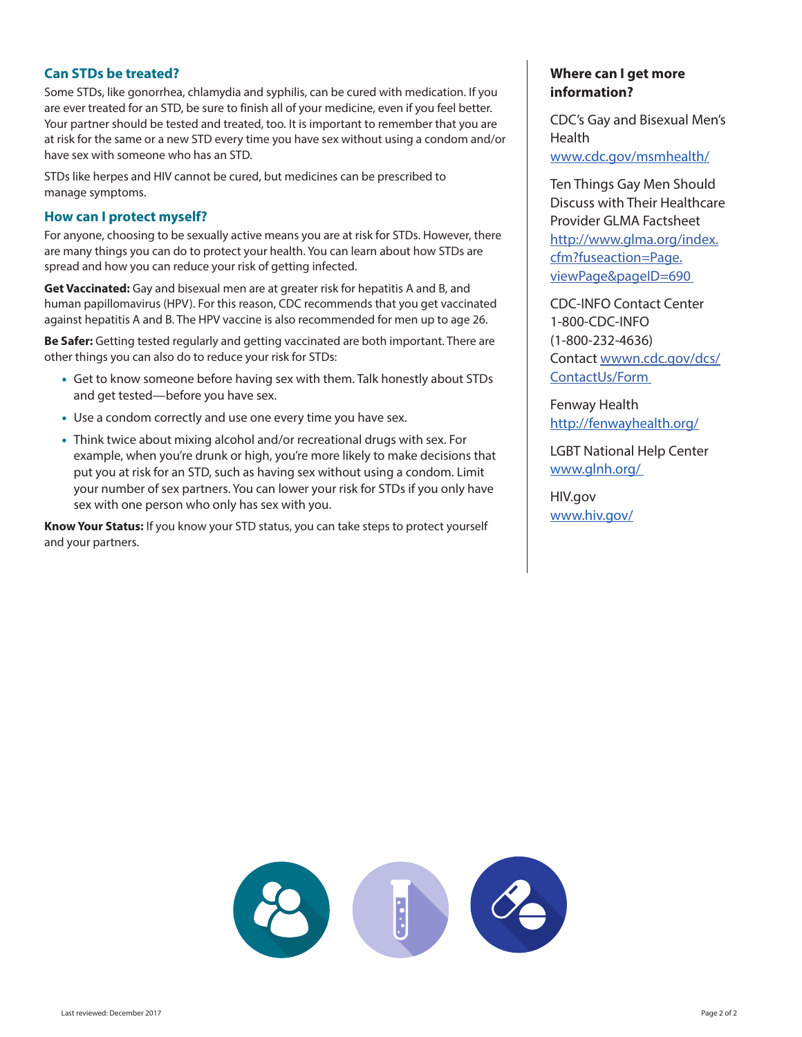## Can STDs be treated?

Some STDs, like gonorrhea, chlamydia and syphilis, can be cured with medication. If you are ever treated for an STD, be sure to finish all of your medicine, even if you feel better. Your partner should be tested and treated, too. It is important to remember that you are at risk for the same or a new STD every time you have sex without using a condom and/or have sex with someone who has an STD.

STDs like herpes and HIV cannot be cured, but medicines can be prescribed to manage symptoms.

## How can I protect myself?

For anyone, choosing to be sexually active means you are at risk for STDs. However, there are many things you can do to protect your health. You can learn about how STDs are spread and how you can reduce your risk of getting infected.

**Get Vaccinated:** Gay and bisexual men are at greater risk for hepatitis A and B, and human papillomavirus (HPV). For this reason, CDC recommends that you get vaccinated against hepatitis A and B. The HPV vaccine is also recommended for men up to age 26.

**Be Safer:** Getting tested regularly and getting vaccinated are both important. There are other things you can also do to reduce your risk for STDs:

- Get to know someone before having sex with them. Talk honestly about STDs and get tested—before you have sex.
- Use a condom correctly and use one every time you have sex.
- Think twice about mixing alcohol and/or recreational drugs with sex. For example, when you're drunk or high, you're more likely to make decisions that put you at risk for an STD, such as having sex without using a condom. Limit your number of sex partners. You can lower your risk for STDs if you only have sex with one person who only has sex with you.

**Know Your Status:** If you know your STD status, you can take steps to protect yourself and your partners.

## Where can I get more information?

CDC's Gay and Bisexual Men's Health
www.cdc.gov/msmhealth/

Ten Things Gay Men Should Discuss with Their Healthcare Provider GLMA Factsheet
http://www.glma.org/index.cfm?fuseaction=Page.viewPage&pageID=690

CDC-INFO Contact Center
1-800-CDC-INFO
(1-800-232-4636)
Contact wwwn.cdc.gov/dcs/ContactUs/Form

Fenway Health
http://fenwayhealth.org/

LGBT National Help Center
www.glnh.org/

HIV.gov
www.hiv.gov/

Last reviewed: December 2017